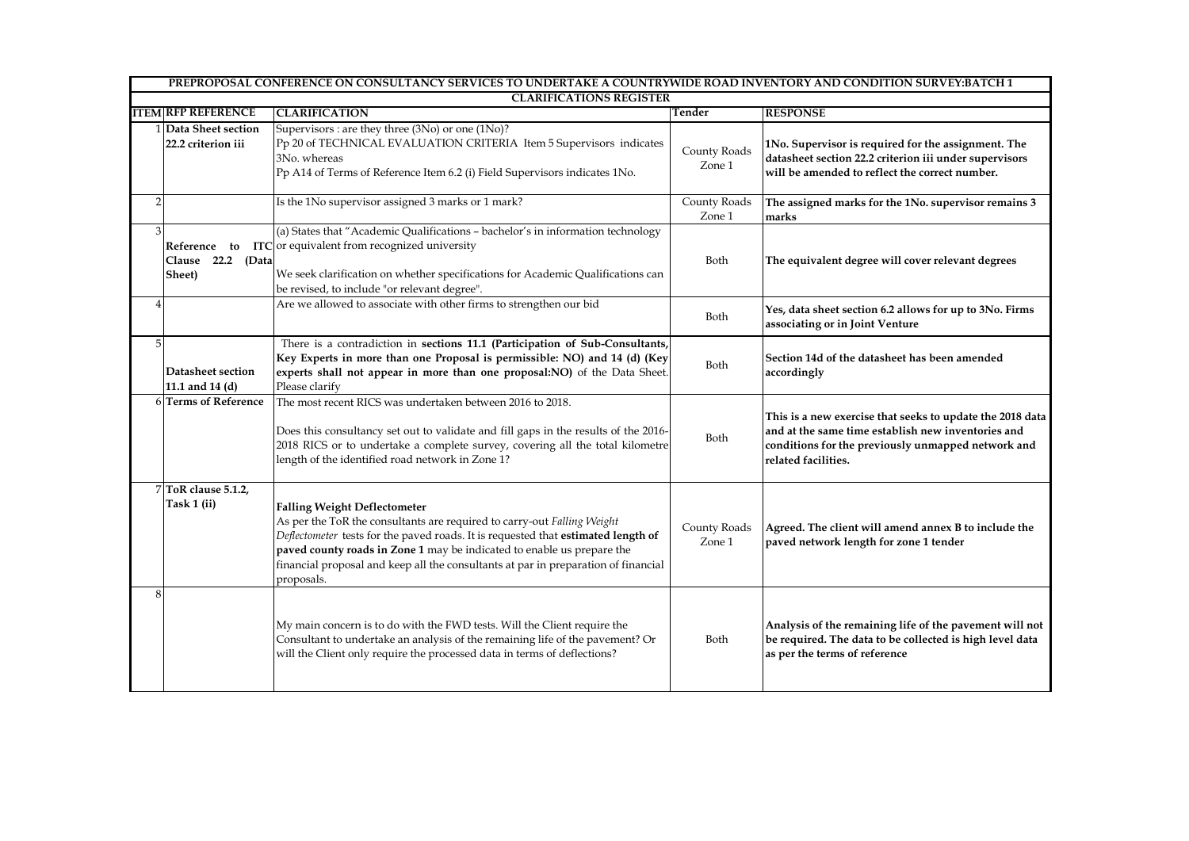# PREPROPOSAL CONFERENCE ON CONSULTANCY SERVICES TO UNDERTAKE A COUNTRYWIDE ROAD INVENTORY AND CONDITION SURVEY:BATCH 1

## CLARIFICATIONS REGISTER

| ITEM | RFP REFERENCE | CLARIFICATION | Tender | RESPONSE |
|---|---|---|---|---|
| 1 | Data Sheet section 22.2 criterion iii | Supervisors : are they three (3No) or one (1No)?<br>Pp 20 of TECHNICAL EVALUATION CRITERIA Item 5 Supervisors indicates 3No. whereas<br>Pp A14 of Terms of Reference Item 6.2 (i) Field Supervisors indicates 1No. | County Roads Zone 1 | **1No. Supervisor is required for the assignment. The datasheet section 22.2 criterion iii under supervisors will be amended to reflect the correct number.** |
| 2 | | Is the 1No supervisor assigned 3 marks or 1 mark? | County Roads Zone 1 | **The assigned marks for the 1No. supervisor remains 3 marks** |
| 3 | **Reference to ITC Clause 22.2 (Data Sheet)** | (a) States that "Academic Qualifications – bachelor's in information technology or equivalent from recognized university<br><br>We seek clarification on whether specifications for Academic Qualifications can be revised, to include "or relevant degree". | Both | **The equivalent degree will cover relevant degrees** |
| 4 | | Are we allowed to associate with other firms to strengthen our bid | Both | **Yes, data sheet section 6.2 allows for up to 3No. Firms associating or in Joint Venture** |
| 5 | **Datasheet section 11.1 and 14 (d)** | There is a contradiction in **sections 11.1 (Participation of Sub-Consultants, Key Experts in more than one Proposal is permissible: NO) and 14 (d) (Key experts shall not appear in more than one proposal:NO)** of the Data Sheet. Please clarify | Both | **Section 14d of the datasheet has been amended accordingly** |
| 6 | **Terms of Reference** | The most recent RICS was undertaken between 2016 to 2018.<br><br>Does this consultancy set out to validate and fill gaps in the results of the 2016-2018 RICS or to undertake a complete survey, covering all the total kilometre length of the identified road network in Zone 1? | Both | **This is a new exercise that seeks to update the 2018 data and at the same time establish new inventories and conditions for the previously unmapped network and related facilities.** |
| 7 | **ToR clause 5.1.2, Task 1 (ii)** | **Falling Weight Deflectometer**<br>As per the ToR the consultants are required to carry-out *Falling Weight Deflectometer* tests for the paved roads. It is requested that **estimated length of paved county roads in Zone 1** may be indicated to enable us prepare the financial proposal and keep all the consultants at par in preparation of financial proposals. | County Roads Zone 1 | **Agreed. The client will amend annex B to include the paved network length for zone 1 tender** |
| 8 | | My main concern is to do with the FWD tests. Will the Client require the Consultant to undertake an analysis of the remaining life of the pavement? Or will the Client only require the processed data in terms of deflections? | Both | **Analysis of the remaining life of the pavement will not be required. The data to be collected is high level data as per the terms of reference** |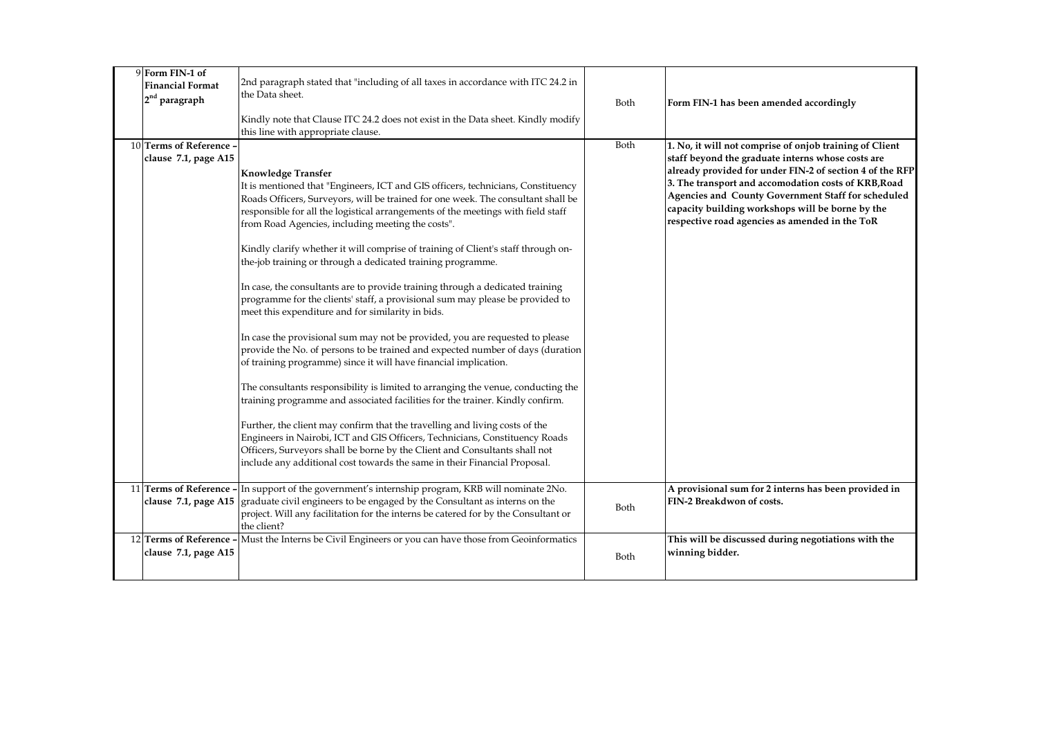| | | | | |
|---|---|---|---|---|
| 9 | **Form FIN-1 of Financial Format 2nd paragraph** | 2nd paragraph stated that "including of all taxes in accordance with ITC 24.2 in the Data sheet.<br><br>Kindly note that Clause ITC 24.2 does not exist in the Data sheet. Kindly modify this line with appropriate clause. | Both | **Form FIN-1 has been amended accordingly** |
| 10 | **Terms of Reference – clause 7.1, page A15** | **Knowledge Transfer**<br>It is mentioned that "Engineers, ICT and GIS officers, technicians, Constituency Roads Officers, Surveyors, will be trained for one week. The consultant shall be responsible for all the logistical arrangements of the meetings with field staff from Road Agencies, including meeting the costs".<br><br>Kindly clarify whether it will comprise of training of Client's staff through on-the-job training or through a dedicated training programme.<br><br>In case, the consultants are to provide training through a dedicated training programme for the clients' staff, a provisional sum may please be provided to meet this expenditure and for similarity in bids.<br><br>In case the provisional sum may not be provided, you are requested to please provide the No. of persons to be trained and expected number of days (duration of training programme) since it will have financial implication.<br><br>The consultants responsibility is limited to arranging the venue, conducting the training programme and associated facilities for the trainer. Kindly confirm.<br><br>Further, the client may confirm that the travelling and living costs of the Engineers in Nairobi, ICT and GIS Officers, Technicians, Constituency Roads Officers, Surveyors shall be borne by the Client and Consultants shall not include any additional cost towards the same in their Financial Proposal. | Both | **1. No, it will not comprise of onjob training of Client staff beyond the graduate interns whose costs are already provided for under FIN-2 of section 4 of the RFP 3. The transport and accomodation costs of KRB,Road Agencies and County Government Staff for scheduled capacity building workshops will be borne by the respective road agencies as amended in the ToR** |
| 11 | **Terms of Reference – clause 7.1, page A15** | In support of the government's internship program, KRB will nominate 2No. graduate civil engineers to be engaged by the Consultant as interns on the project. Will any facilitation for the interns be catered for by the Consultant or the client? | Both | **A provisional sum for 2 interns has been provided in FIN-2 Breakdwon of costs.** |
| 12 | **Terms of Reference – clause 7.1, page A15** | Must the Interns be Civil Engineers or you can have those from Geoinformatics | Both | **This will be discussed during negotiations with the winning bidder.** |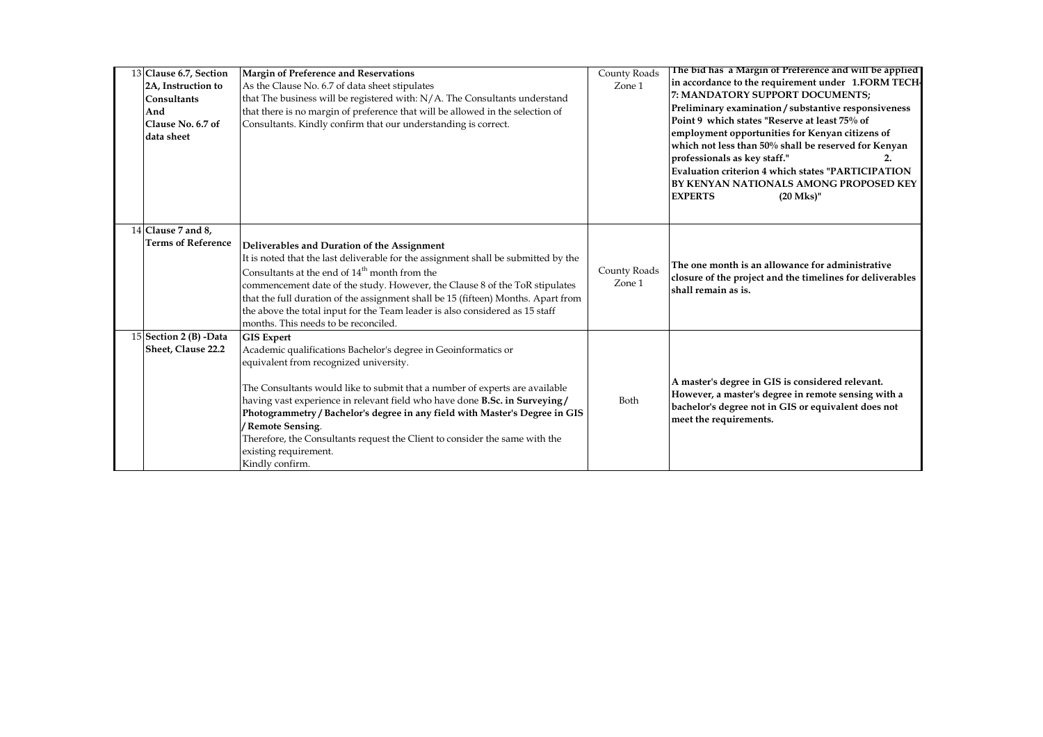| | | | | |
|---|---|---|---|---|
| 13 | **Clause 6.7, Section 2A, Instruction to Consultants And Clause No. 6.7 of data sheet** | **Margin of Preference and Reservations**<br>As the Clause No. 6.7 of data sheet stipulates<br>that The business will be registered with: N/A. The Consultants understand that there is no margin of preference that will be allowed in the selection of Consultants. Kindly confirm that our understanding is correct. | County Roads Zone 1 | **The bid has a Margin of Preference and will be applied in accordance to the requirement under 1.FORM TECH-7: MANDATORY SUPPORT DOCUMENTS; Preliminary examination / substantive responsiveness Point 9 which states "Reserve at least 75% of employment opportunities for Kenyan citizens of which not less than 50% shall be reserved for Kenyan professionals as key staff." 2. Evaluation criterion 4 which states "PARTICIPATION BY KENYAN NATIONALS AMONG PROPOSED KEY EXPERTS (20 Mks)"** |
| 14 | **Clause 7 and 8, Terms of Reference** | **Deliverables and Duration of the Assignment**<br>It is noted that the last deliverable for the assignment shall be submitted by the Consultants at the end of 14th month from the commencement date of the study. However, the Clause 8 of the ToR stipulates that the full duration of the assignment shall be 15 (fifteen) Months. Apart from the above the total input for the Team leader is also considered as 15 staff months. This needs to be reconciled. | County Roads Zone 1 | **The one month is an allowance for administrative closure of the project and the timelines for deliverables shall remain as is.** |
| 15 | **Section 2 (B) -Data Sheet, Clause 22.2** | **GIS Expert**<br>Academic qualifications Bachelor's degree in Geoinformatics or equivalent from recognized university.<br><br>The Consultants would like to submit that a number of experts are available having vast experience in relevant field who have done **B.Sc. in Surveying / Photogrammetry / Bachelor's degree in any field with Master's Degree in GIS / Remote Sensing**.<br>Therefore, the Consultants request the Client to consider the same with the existing requirement.<br>Kindly confirm. | Both | **A master's degree in GIS is considered relevant. However, a master's degree in remote sensing with a bachelor's degree not in GIS or equivalent does not meet the requirements.** |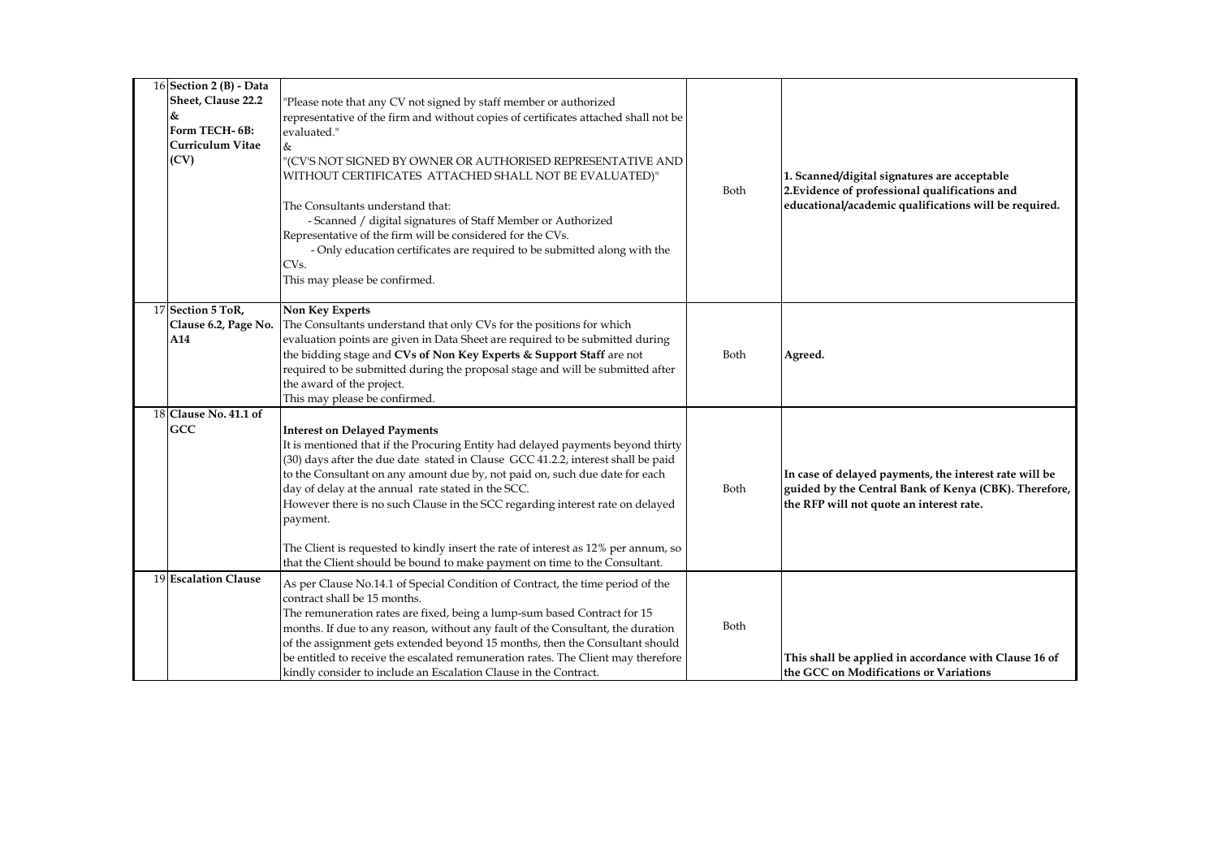| | | | | |
|---|---|---|---|---|
| 16 | **Section 2 (B) - Data Sheet, Clause 22.2 & Form TECH- 6B: Curriculum Vitae (CV)** | "Please note that any CV not signed by staff member or authorized representative of the firm and without copies of certificates attached shall not be evaluated."<br>&<br>"(CV'S NOT SIGNED BY OWNER OR AUTHORISED REPRESENTATIVE AND WITHOUT CERTIFICATES ATTACHED SHALL NOT BE EVALUATED)"<br><br>The Consultants understand that:<br>- Scanned / digital signatures of Staff Member or Authorized Representative of the firm will be considered for the CVs.<br>- Only education certificates are required to be submitted along with the CVs.<br>This may please be confirmed. | Both | **1. Scanned/digital signatures are acceptable**<br>**2.Evidence of professional qualifications and educational/academic qualifications will be required.** |
| 17 | **Section 5 ToR, Clause 6.2, Page No. A14** | **Non Key Experts**<br>The Consultants understand that only CVs for the positions for which evaluation points are given in Data Sheet are required to be submitted during the bidding stage and **CVs of Non Key Experts & Support Staff** are not required to be submitted during the proposal stage and will be submitted after the award of the project.<br>This may please be confirmed. | Both | **Agreed.** |
| 18 | **Clause No. 41.1 of GCC** | **Interest on Delayed Payments**<br>It is mentioned that if the Procuring Entity had delayed payments beyond thirty (30) days after the due date stated in Clause GCC 41.2.2, interest shall be paid to the Consultant on any amount due by, not paid on, such due date for each day of delay at the annual rate stated in the SCC.<br>However there is no such Clause in the SCC regarding interest rate on delayed payment.<br><br>The Client is requested to kindly insert the rate of interest as 12% per annum, so that the Client should be bound to make payment on time to the Consultant. | Both | **In case of delayed payments, the interest rate will be guided by the Central Bank of Kenya (CBK). Therefore, the RFP will not quote an interest rate.** |
| 19 | **Escalation Clause** | As per Clause No.14.1 of Special Condition of Contract, the time period of the contract shall be 15 months.<br>The remuneration rates are fixed, being a lump-sum based Contract for 15 months. If due to any reason, without any fault of the Consultant, the duration of the assignment gets extended beyond 15 months, then the Consultant should be entitled to receive the escalated remuneration rates. The Client may therefore kindly consider to include an Escalation Clause in the Contract. | Both | **This shall be applied in accordance with Clause 16 of the GCC on Modifications or Variations** |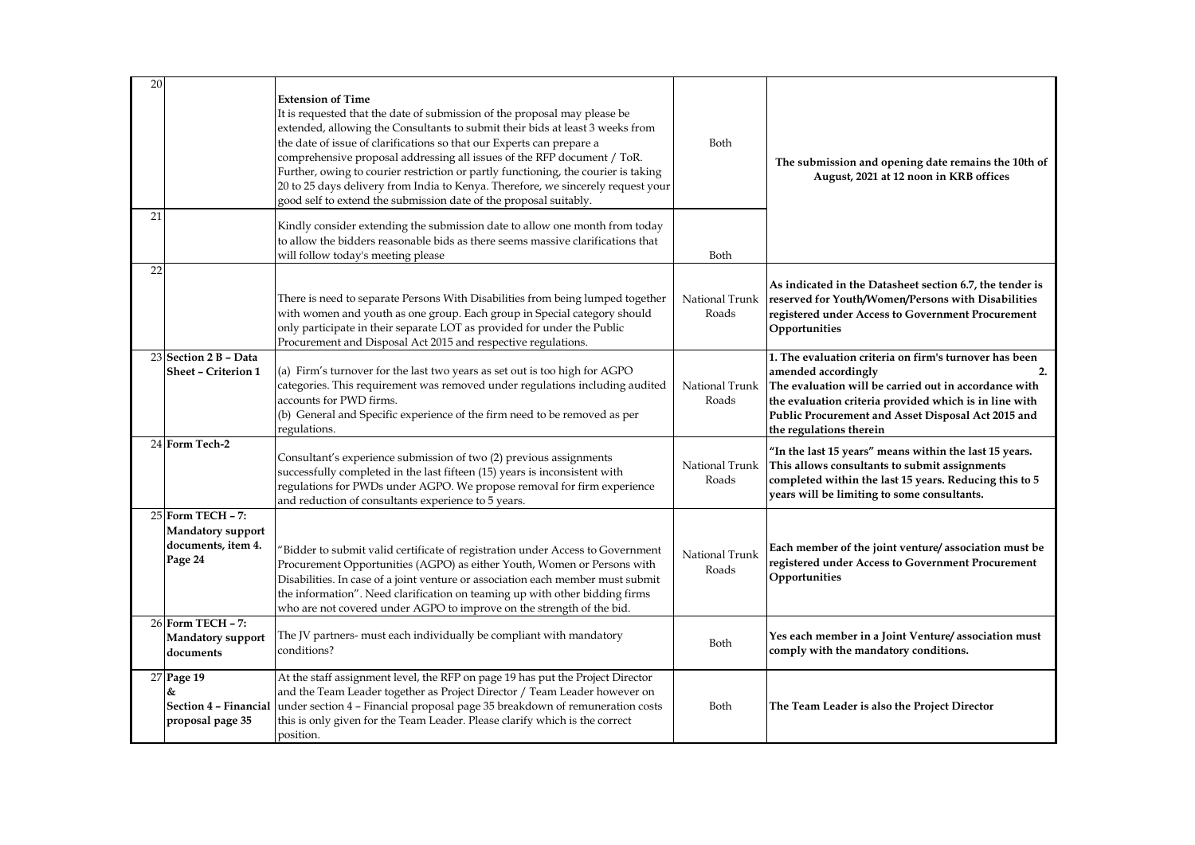| | | | | |
|---|---|---|---|---|
| 20 | | **Extension of Time**<br>It is requested that the date of submission of the proposal may please be extended, allowing the Consultants to submit their bids at least 3 weeks from the date of issue of clarifications so that our Experts can prepare a comprehensive proposal addressing all issues of the RFP document / ToR. Further, owing to courier restriction or partly functioning, the courier is taking 20 to 25 days delivery from India to Kenya. Therefore, we sincerely request your good self to extend the submission date of the proposal suitably. | Both | **The submission and opening date remains the 10th of August, 2021 at 12 noon in KRB offices** |
| 21 | | Kindly consider extending the submission date to allow one month from today to allow the bidders reasonable bids as there seems massive clarifications that will follow today's meeting please | Both | |
| 22 | | There is need to separate Persons With Disabilities from being lumped together with women and youth as one group. Each group in Special category should only participate in their separate LOT as provided for under the Public Procurement and Disposal Act 2015 and respective regulations. | National Trunk Roads | **As indicated in the Datasheet section 6.7, the tender is reserved for Youth/Women/Persons with Disabilities registered under Access to Government Procurement Opportunities** |
| 23 | **Section 2 B – Data Sheet – Criterion 1** | (a) Firm's turnover for the last two years as set out is too high for AGPO categories. This requirement was removed under regulations including audited accounts for PWD firms.<br>(b) General and Specific experience of the firm need to be removed as per regulations. | National Trunk Roads | **1. The evaluation criteria on firm's turnover has been amended accordingly 2. The evaluation will be carried out in accordance with the evaluation criteria provided which is in line with Public Procurement and Asset Disposal Act 2015 and the regulations therein** |
| 24 | **Form Tech-2** | Consultant's experience submission of two (2) previous assignments successfully completed in the last fifteen (15) years is inconsistent with regulations for PWDs under AGPO. We propose removal for firm experience and reduction of consultants experience to 5 years. | National Trunk Roads | **"In the last 15 years" means within the last 15 years. This allows consultants to submit assignments completed within the last 15 years. Reducing this to 5 years will be limiting to some consultants.** |
| 25 | **Form TECH – 7: Mandatory support documents, item 4. Page 24** | "Bidder to submit valid certificate of registration under Access to Government Procurement Opportunities (AGPO) as either Youth, Women or Persons with Disabilities. In case of a joint venture or association each member must submit the information". Need clarification on teaming up with other bidding firms who are not covered under AGPO to improve on the strength of the bid. | National Trunk Roads | **Each member of the joint venture/ association must be registered under Access to Government Procurement Opportunities** |
| 26 | **Form TECH – 7: Mandatory support documents** | The JV partners- must each individually be compliant with mandatory conditions? | Both | **Yes each member in a Joint Venture/ association must comply with the mandatory conditions.** |
| 27 | **Page 19 & Section 4 – Financial proposal page 35** | At the staff assignment level, the RFP on page 19 has put the Project Director and the Team Leader together as Project Director / Team Leader however on under section 4 – Financial proposal page 35 breakdown of remuneration costs this is only given for the Team Leader. Please clarify which is the correct position. | Both | **The Team Leader is also the Project Director** |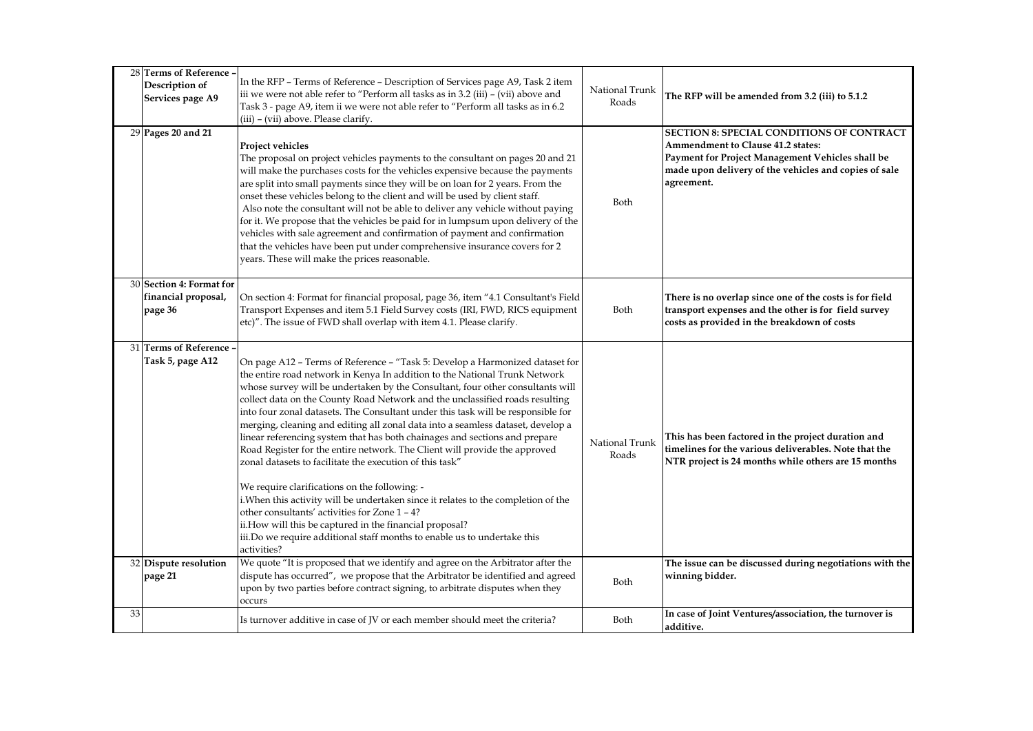| | | | | |
|---|---|---|---|---|
| 28 | **Terms of Reference – Description of Services page A9** | In the RFP – Terms of Reference – Description of Services page A9, Task 2 item iii we were not able refer to "Perform all tasks as in 3.2 (iii) – (vii) above and Task 3 - page A9, item ii we were not able refer to "Perform all tasks as in 6.2 (iii) – (vii) above. Please clarify. | National Trunk Roads | **The RFP will be amended from 3.2 (iii) to 5.1.2** |
| 29 | **Pages 20 and 21** | **Project vehicles**<br>The proposal on project vehicles payments to the consultant on pages 20 and 21 will make the purchases costs for the vehicles expensive because the payments are split into small payments since they will be on loan for 2 years. From the onset these vehicles belong to the client and will be used by client staff.<br>Also note the consultant will not be able to deliver any vehicle without paying for it. We propose that the vehicles be paid for in lumpsum upon delivery of the vehicles with sale agreement and confirmation of payment and confirmation that the vehicles have been put under comprehensive insurance covers for 2 years. These will make the prices reasonable. | Both | **SECTION 8: SPECIAL CONDITIONS OF CONTRACT**<br>**Ammendment to Clause 41.2 states:**<br>**Payment for Project Management Vehicles shall be made upon delivery of the vehicles and copies of sale agreement.** |
| 30 | **Section 4: Format for financial proposal, page 36** | On section 4: Format for financial proposal, page 36, item "4.1 Consultant's Field Transport Expenses and item 5.1 Field Survey costs (IRI, FWD, RICS equipment etc)". The issue of FWD shall overlap with item 4.1. Please clarify. | Both | **There is no overlap since one of the costs is for field transport expenses and the other is for field survey costs as provided in the breakdown of costs** |
| 31 | **Terms of Reference – Task 5, page A12** | On page A12 – Terms of Reference – "Task 5: Develop a Harmonized dataset for the entire road network in Kenya In addition to the National Trunk Network whose survey will be undertaken by the Consultant, four other consultants will collect data on the County Road Network and the unclassified roads resulting into four zonal datasets. The Consultant under this task will be responsible for merging, cleaning and editing all zonal data into a seamless dataset, develop a linear referencing system that has both chainages and sections and prepare Road Register for the entire network. The Client will provide the approved zonal datasets to facilitate the execution of this task"<br><br>We require clarifications on the following: -<br>i.When this activity will be undertaken since it relates to the completion of the other consultants' activities for Zone 1 – 4?<br>ii.How will this be captured in the financial proposal?<br>iii.Do we require additional staff months to enable us to undertake this activities? | National Trunk Roads | **This has been factored in the project duration and timelines for the various deliverables. Note that the NTR project is 24 months while others are 15 months** |
| 32 | **Dispute resolution page 21** | We quote "It is proposed that we identify and agree on the Arbitrator after the dispute has occurred", we propose that the Arbitrator be identified and agreed upon by two parties before contract signing, to arbitrate disputes when they occurs | Both | **The issue can be discussed during negotiations with the winning bidder.** |
| 33 | | Is turnover additive in case of JV or each member should meet the criteria? | Both | **In case of Joint Ventures/association, the turnover is additive.** |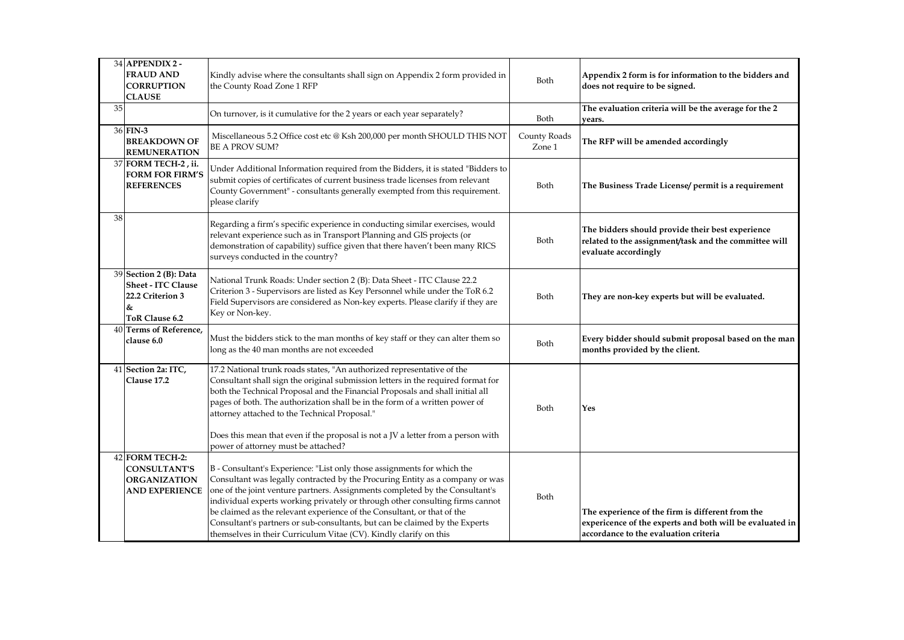| | | | | |
|---|---|---|---|---|
| 34 | **APPENDIX 2 - FRAUD AND CORRUPTION CLAUSE** | Kindly advise where the consultants shall sign on Appendix 2 form provided in the County Road Zone 1 RFP | Both | **Appendix 2 form is for information to the bidders and does not require to be signed.** |
| 35 | | On turnover, is it cumulative for the 2 years or each year separately? | Both | **The evaluation criteria will be the average for the 2 years.** |
| 36 | **FIN-3 BREAKDOWN OF REMUNERATION** | Miscellaneous 5.2 Office cost etc @ Ksh 200,000 per month SHOULD THIS NOT BE A PROV SUM? | County Roads Zone 1 | **The RFP will be amended accordingly** |
| 37 | **FORM TECH-2 , ii. FORM FOR FIRM'S REFERENCES** | Under Additional Information required from the Bidders, it is stated "Bidders to submit copies of certificates of current business trade licenses from relevant County Government" - consultants generally exempted from this requirement. please clarify | Both | **The Business Trade License/ permit is a requirement** |
| 38 | | Regarding a firm's specific experience in conducting similar exercises, would relevant experience such as in Transport Planning and GIS projects (or demonstration of capability) suffice given that there haven't been many RICS surveys conducted in the country? | Both | **The bidders should provide their best experience related to the assignment/task and the committee will evaluate accordingly** |
| 39 | **Section 2 (B): Data Sheet - ITC Clause 22.2 Criterion 3 & ToR Clause 6.2** | National Trunk Roads: Under section 2 (B): Data Sheet - ITC Clause 22.2 Criterion 3 - Supervisors are listed as Key Personnel while under the ToR 6.2 Field Supervisors are considered as Non-key experts. Please clarify if they are Key or Non-key. | Both | **They are non-key experts but will be evaluated.** |
| 40 | **Terms of Reference, clause 6.0** | Must the bidders stick to the man months of key staff or they can alter them so long as the 40 man months are not exceeded | Both | **Every bidder should submit proposal based on the man months provided by the client.** |
| 41 | **Section 2a: ITC, Clause 17.2** | 17.2 National trunk roads states, "An authorized representative of the Consultant shall sign the original submission letters in the required format for both the Technical Proposal and the Financial Proposals and shall initial all pages of both. The authorization shall be in the form of a written power of attorney attached to the Technical Proposal."<br><br>Does this mean that even if the proposal is not a JV a letter from a person with power of attorney must be attached? | Both | **Yes** |
| 42 | **FORM TECH-2: CONSULTANT'S ORGANIZATION AND EXPERIENCE** | B - Consultant's Experience: "List only those assignments for which the Consultant was legally contracted by the Procuring Entity as a company or was one of the joint venture partners. Assignments completed by the Consultant's individual experts working privately or through other consulting firms cannot be claimed as the relevant experience of the Consultant, or that of the Consultant's partners or sub-consultants, but can be claimed by the Experts themselves in their Curriculum Vitae (CV). Kindly clarify on this | Both | **The experience of the firm is different from the expericence of the experts and both will be evaluated in accordance to the evaluation criteria** |